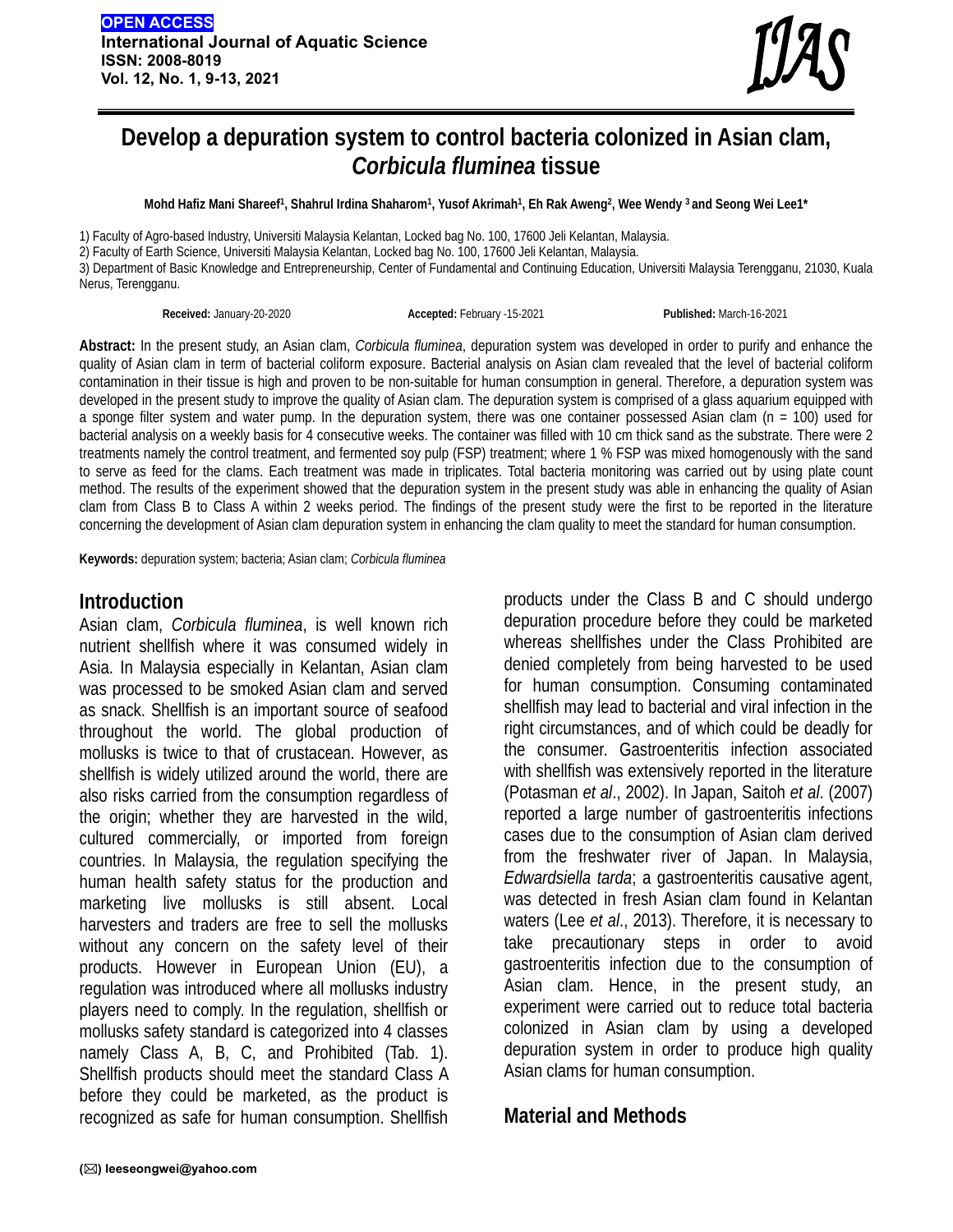**OPEN ACCESS**
**International Journal of Aquatic Science**
**ISSN: 2008-8019**
**Vol. 12, No. 1, 9-13, 2021**

# Develop a depuration system to control bacteria colonized in Asian clam, *Corbicula fluminea* tissue

**Mohd Hafiz Mani Shareef[1], Shahrul Irdina Shaharom[1], Yusof Akrimah[1], Eh Rak Aweng[2], Wee Wendy [3] and Seong Wei Lee1***

1) Faculty of Agro-based Industry, Universiti Malaysia Kelantan, Locked bag No. 100, 17600 Jeli Kelantan, Malaysia.
2) Faculty of Earth Science, Universiti Malaysia Kelantan, Locked bag No. 100, 17600 Jeli Kelantan, Malaysia.
3) Department of Basic Knowledge and Entrepreneurship, Center of Fundamental and Continuing Education, Universiti Malaysia Terengganu, 21030, Kuala Nerus, Terengganu.

**Received:** January-20-2020 **Accepted:** February -15-2021 **Published:** March-16-2021

**Abstract:** In the present study, an Asian clam, *Corbicula fluminea*, depuration system was developed in order to purify and enhance the quality of Asian clam in term of bacterial coliform exposure. Bacterial analysis on Asian clam revealed that the level of bacterial coliform contamination in their tissue is high and proven to be non-suitable for human consumption in general. Therefore, a depuration system was developed in the present study to improve the quality of Asian clam. The depuration system is comprised of a glass aquarium equipped with a sponge filter system and water pump. In the depuration system, there was one container possessed Asian clam (n = 100) used for bacterial analysis on a weekly basis for 4 consecutive weeks. The container was filled with 10 cm thick sand as the substrate. There were 2 treatments namely the control treatment, and fermented soy pulp (FSP) treatment; where 1 % FSP was mixed homogenously with the sand to serve as feed for the clams. Each treatment was made in triplicates. Total bacteria monitoring was carried out by using plate count method. The results of the experiment showed that the depuration system in the present study was able in enhancing the quality of Asian clam from Class B to Class A within 2 weeks period. The findings of the present study were the first to be reported in the literature concerning the development of Asian clam depuration system in enhancing the clam quality to meet the standard for human consumption.

**Keywords:** depuration system; bacteria; Asian clam; *Corbicula fluminea*

## Introduction

Asian clam, *Corbicula fluminea*, is well known rich nutrient shellfish where it was consumed widely in Asia. In Malaysia especially in Kelantan, Asian clam was processed to be smoked Asian clam and served as snack. Shellfish is an important source of seafood throughout the world. The global production of mollusks is twice to that of crustacean. However, as shellfish is widely utilized around the world, there are also risks carried from the consumption regardless of the origin; whether they are harvested in the wild, cultured commercially, or imported from foreign countries. In Malaysia, the regulation specifying the human health safety status for the production and marketing live mollusks is still absent. Local harvesters and traders are free to sell the mollusks without any concern on the safety level of their products. However in European Union (EU), a regulation was introduced where all mollusks industry players need to comply. In the regulation, shellfish or mollusks safety standard is categorized into 4 classes namely Class A, B, C, and Prohibited (Tab. 1). Shellfish products should meet the standard Class A before they could be marketed, as the product is recognized as safe for human consumption. Shellfish products under the Class B and C should undergo depuration procedure before they could be marketed whereas shellfishes under the Class Prohibited are denied completely from being harvested to be used for human consumption. Consuming contaminated shellfish may lead to bacterial and viral infection in the right circumstances, and of which could be deadly for the consumer. Gastroenteritis infection associated with shellfish was extensively reported in the literature (Potasman *et al*., 2002). In Japan, Saitoh *et al*. (2007) reported a large number of gastroenteritis infections cases due to the consumption of Asian clam derived from the freshwater river of Japan. In Malaysia, *Edwardsiella tarda*; a gastroenteritis causative agent, was detected in fresh Asian clam found in Kelantan waters (Lee *et al*., 2013). Therefore, it is necessary to take precautionary steps in order to avoid gastroenteritis infection due to the consumption of Asian clam. Hence, in the present study, an experiment were carried out to reduce total bacteria colonized in Asian clam by using a developed depuration system in order to produce high quality Asian clams for human consumption.

## Material and Methods

(✉) leeseongwei@yahoo.com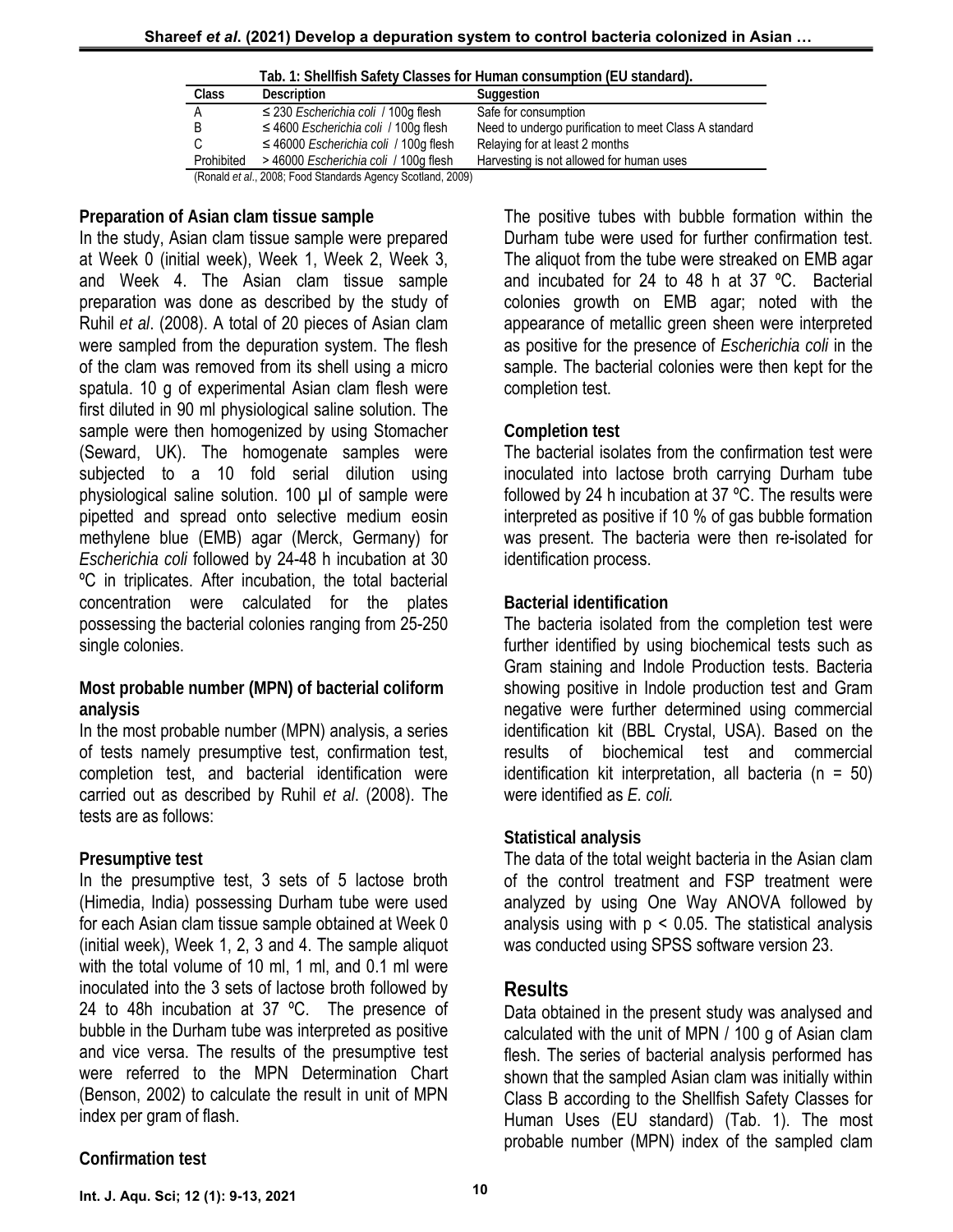Tab. 1: Shellfish Safety Classes for Human consumption (EU standard).

| Class | Description | Suggestion |
|---|---|---|
| A | ≤ 230 *Escherichia coli* / 100g flesh | Safe for consumption |
| B | ≤ 4600 *Escherichia coli* / 100g flesh | Need to undergo purification to meet Class A standard |
| C | ≤ 46000 *Escherichia coli* / 100g flesh | Relaying for at least 2 months |
| Prohibited | > 46000 *Escherichia coli* / 100g flesh | Harvesting is not allowed for human uses |

(Ronald *et al*., 2008; Food Standards Agency Scotland, 2009)

### Preparation of Asian clam tissue sample

In the study, Asian clam tissue sample were prepared at Week 0 (initial week), Week 1, Week 2, Week 3, and Week 4. The Asian clam tissue sample preparation was done as described by the study of Ruhil *et al*. (2008). A total of 20 pieces of Asian clam were sampled from the depuration system. The flesh of the clam was removed from its shell using a micro spatula. 10 g of experimental Asian clam flesh were first diluted in 90 ml physiological saline solution. The sample were then homogenized by using Stomacher (Seward, UK). The homogenate samples were subjected to a 10 fold serial dilution using physiological saline solution. 100 µl of sample were pipetted and spread onto selective medium eosin methylene blue (EMB) agar (Merck, Germany) for *Escherichia coli* followed by 24-48 h incubation at 30 ºC in triplicates. After incubation, the total bacterial concentration were calculated for the plates possessing the bacterial colonies ranging from 25-250 single colonies.

### Most probable number (MPN) of bacterial coliform analysis

In the most probable number (MPN) analysis, a series of tests namely presumptive test, confirmation test, completion test, and bacterial identification were carried out as described by Ruhil *et al*. (2008). The tests are as follows:

### Presumptive test

In the presumptive test, 3 sets of 5 lactose broth (Himedia, India) possessing Durham tube were used for each Asian clam tissue sample obtained at Week 0 (initial week), Week 1, 2, 3 and 4. The sample aliquot with the total volume of 10 ml, 1 ml, and 0.1 ml were inoculated into the 3 sets of lactose broth followed by 24 to 48h incubation at 37 ºC. The presence of bubble in the Durham tube was interpreted as positive and vice versa. The results of the presumptive test were referred to the MPN Determination Chart (Benson, 2002) to calculate the result in unit of MPN index per gram of flash.

### Confirmation test

The positive tubes with bubble formation within the Durham tube were used for further confirmation test. The aliquot from the tube were streaked on EMB agar and incubated for 24 to 48 h at 37 ºC. Bacterial colonies growth on EMB agar; noted with the appearance of metallic green sheen were interpreted as positive for the presence of *Escherichia coli* in the sample. The bacterial colonies were then kept for the completion test.

### Completion test

The bacterial isolates from the confirmation test were inoculated into lactose broth carrying Durham tube followed by 24 h incubation at 37 ºC. The results were interpreted as positive if 10 % of gas bubble formation was present. The bacteria were then re-isolated for identification process.

### Bacterial identification

The bacteria isolated from the completion test were further identified by using biochemical tests such as Gram staining and Indole Production tests. Bacteria showing positive in Indole production test and Gram negative were further determined using commercial identification kit (BBL Crystal, USA). Based on the results of biochemical test and commercial identification kit interpretation, all bacteria (n = 50) were identified as *E. coli.*

### Statistical analysis

The data of the total weight bacteria in the Asian clam of the control treatment and FSP treatment were analyzed by using One Way ANOVA followed by analysis using with $p < 0.05$. The statistical analysis was conducted using SPSS software version 23.

## Results

Data obtained in the present study was analysed and calculated with the unit of MPN / 100 g of Asian clam flesh. The series of bacterial analysis performed has shown that the sampled Asian clam was initially within Class B according to the Shellfish Safety Classes for Human Uses (EU standard) (Tab. 1). The most probable number (MPN) index of the sampled clam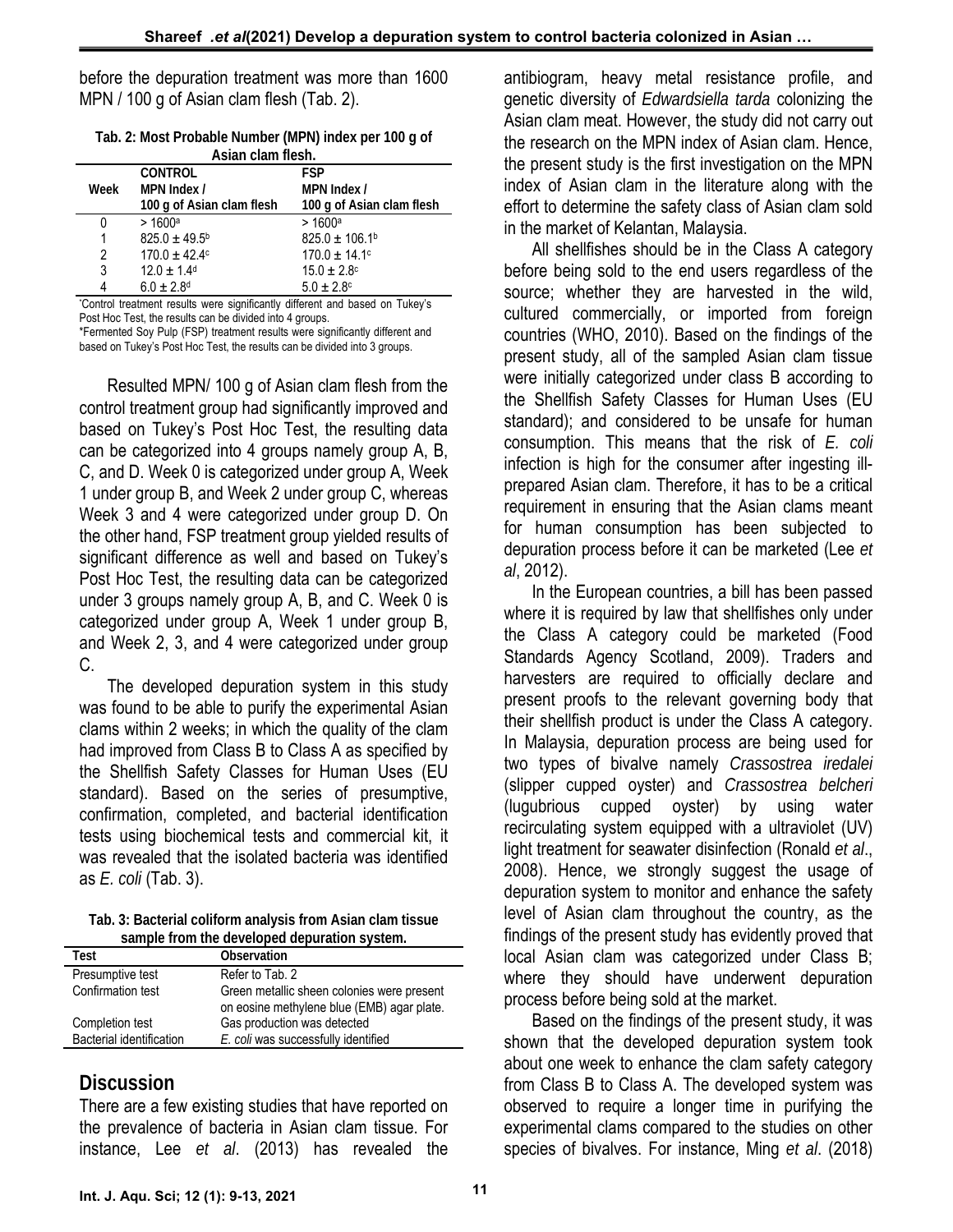before the depuration treatment was more than 1600 MPN / 100 g of Asian clam flesh (Tab. 2).

**Tab. 2: Most Probable Number (MPN) index per 100 g of Asian clam flesh.**

| Week | CONTROL MPN Index / 100 g of Asian clam flesh | FSP MPN Index / 100 g of Asian clam flesh |
|---|---|---|
| 0 | > 1600[a] | > 1600[a] |
| 1 | 825.0 ± 49.5[b] | 825.0 ± 106.1[b] |
| 2 | 170.0 ± 42.4[c] | 170.0 ± 14.1[c] |
| 3 | 12.0 ± 1.4[d] | 15.0 ± 2.8[c] |
| 4 | 6.0 ± 2.8[d] | 5.0 ± 2.8[c] |

*Control treatment results were significantly different and based on Tukey's Post Hoc Test, the results can be divided into 4 groups.
*Fermented Soy Pulp (FSP) treatment results were significantly different and based on Tukey's Post Hoc Test, the results can be divided into 3 groups.

Resulted MPN/ 100 g of Asian clam flesh from the control treatment group had significantly improved and based on Tukey's Post Hoc Test, the resulting data can be categorized into 4 groups namely group A, B, C, and D. Week 0 is categorized under group A, Week 1 under group B, and Week 2 under group C, whereas Week 3 and 4 were categorized under group D. On the other hand, FSP treatment group yielded results of significant difference as well and based on Tukey's Post Hoc Test, the resulting data can be categorized under 3 groups namely group A, B, and C. Week 0 is categorized under group A, Week 1 under group B, and Week 2, 3, and 4 were categorized under group C.

The developed depuration system in this study was found to be able to purify the experimental Asian clams within 2 weeks; in which the quality of the clam had improved from Class B to Class A as specified by the Shellfish Safety Classes for Human Uses (EU standard). Based on the series of presumptive, confirmation, completed, and bacterial identification tests using biochemical tests and commercial kit, it was revealed that the isolated bacteria was identified as *E. coli* (Tab. 3).

**Tab. 3: Bacterial coliform analysis from Asian clam tissue sample from the developed depuration system.**

| Test | Observation |
|---|---|
| Presumptive test | Refer to Tab. 2 |
| Confirmation test | Green metallic sheen colonies were present on eosine methylene blue (EMB) agar plate. |
| Completion test | Gas production was detected |
| Bacterial identification | *E. coli* was successfully identified |

## Discussion

There are a few existing studies that have reported on the prevalence of bacteria in Asian clam tissue. For instance, Lee *et al*. (2013) has revealed the antibiogram, heavy metal resistance profile, and genetic diversity of *Edwardsiella tarda* colonizing the Asian clam meat. However, the study did not carry out the research on the MPN index of Asian clam. Hence, the present study is the first investigation on the MPN index of Asian clam in the literature along with the effort to determine the safety class of Asian clam sold in the market of Kelantan, Malaysia.

All shellfishes should be in the Class A category before being sold to the end users regardless of the source; whether they are harvested in the wild, cultured commercially, or imported from foreign countries (WHO, 2010). Based on the findings of the present study, all of the sampled Asian clam tissue were initially categorized under class B according to the Shellfish Safety Classes for Human Uses (EU standard); and considered to be unsafe for human consumption. This means that the risk of *E. coli* infection is high for the consumer after ingesting ill-prepared Asian clam. Therefore, it has to be a critical requirement in ensuring that the Asian clams meant for human consumption has been subjected to depuration process before it can be marketed (Lee *et al*, 2012).

In the European countries, a bill has been passed where it is required by law that shellfishes only under the Class A category could be marketed (Food Standards Agency Scotland, 2009). Traders and harvesters are required to officially declare and present proofs to the relevant governing body that their shellfish product is under the Class A category. In Malaysia, depuration process are being used for two types of bivalve namely *Crassostrea iredalei* (slipper cupped oyster) and *Crassostrea belcheri* (lugubrious cupped oyster) by using water recirculating system equipped with a ultraviolet (UV) light treatment for seawater disinfection (Ronald *et al*., 2008). Hence, we strongly suggest the usage of depuration system to monitor and enhance the safety level of Asian clam throughout the country, as the findings of the present study has evidently proved that local Asian clam was categorized under Class B; where they should have underwent depuration process before being sold at the market.

Based on the findings of the present study, it was shown that the developed depuration system took about one week to enhance the clam safety category from Class B to Class A. The developed system was observed to require a longer time in purifying the experimental clams compared to the studies on other species of bivalves. For instance, Ming *et al*. (2018)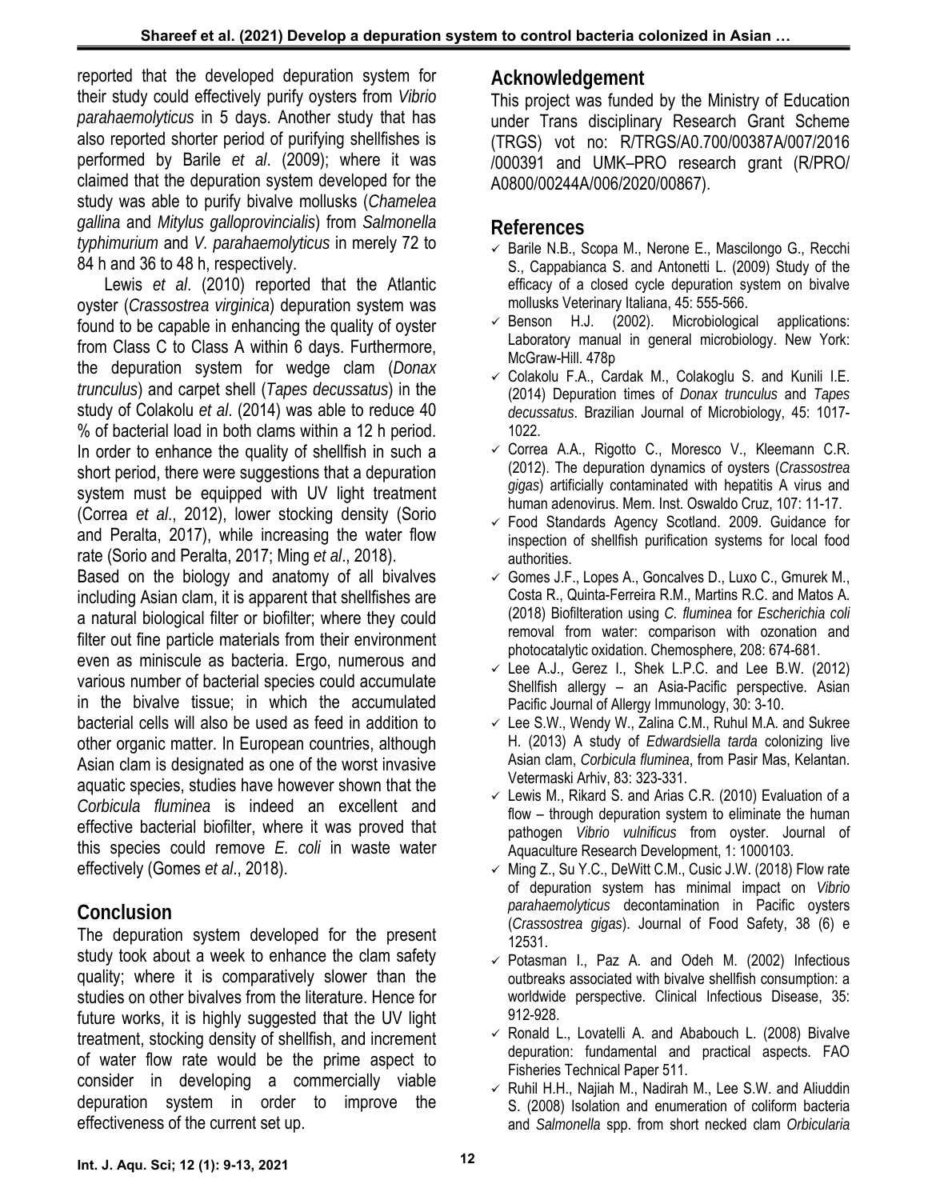reported that the developed depuration system for their study could effectively purify oysters from *Vibrio parahaemolyticus* in 5 days. Another study that has also reported shorter period of purifying shellfishes is performed by Barile *et al*. (2009); where it was claimed that the depuration system developed for the study was able to purify bivalve mollusks (*Chamelea gallina* and *Mitylus galloprovincialis*) from *Salmonella typhimurium* and *V. parahaemolyticus* in merely 72 to 84 h and 36 to 48 h, respectively.

Lewis *et al*. (2010) reported that the Atlantic oyster (*Crassostrea virginica*) depuration system was found to be capable in enhancing the quality of oyster from Class C to Class A within 6 days. Furthermore, the depuration system for wedge clam (*Donax trunculus*) and carpet shell (*Tapes decussatus*) in the study of Colakolu *et al*. (2014) was able to reduce 40 % of bacterial load in both clams within a 12 h period. In order to enhance the quality of shellfish in such a short period, there were suggestions that a depuration system must be equipped with UV light treatment (Correa *et al*., 2012), lower stocking density (Sorio and Peralta, 2017), while increasing the water flow rate (Sorio and Peralta, 2017; Ming *et al*., 2018).

Based on the biology and anatomy of all bivalves including Asian clam, it is apparent that shellfishes are a natural biological filter or biofilter; where they could filter out fine particle materials from their environment even as miniscule as bacteria. Ergo, numerous and various number of bacterial species could accumulate in the bivalve tissue; in which the accumulated bacterial cells will also be used as feed in addition to other organic matter. In European countries, although Asian clam is designated as one of the worst invasive aquatic species, studies have however shown that the *Corbicula fluminea* is indeed an excellent and effective bacterial biofilter, where it was proved that this species could remove *E. coli* in waste water effectively (Gomes *et al*., 2018).

## Conclusion

The depuration system developed for the present study took about a week to enhance the clam safety quality; where it is comparatively slower than the studies on other bivalves from the literature. Hence for future works, it is highly suggested that the UV light treatment, stocking density of shellfish, and increment of water flow rate would be the prime aspect to consider in developing a commercially viable depuration system in order to improve the effectiveness of the current set up.

## Acknowledgement

This project was funded by the Ministry of Education under Trans disciplinary Research Grant Scheme (TRGS) vot no: R/TRGS/A0.700/00387A/007/2016 /000391 and UMK–PRO research grant (R/PRO/ A0800/00244A/006/2020/00867).

## References

- Barile N.B., Scopa M., Nerone E., Mascilongo G., Recchi S., Cappabianca S. and Antonetti L. (2009) Study of the efficacy of a closed cycle depuration system on bivalve mollusks Veterinary Italiana, 45: 555-566.
- Benson H.J. (2002). Microbiological applications: Laboratory manual in general microbiology. New York: McGraw-Hill. 478p
- Colakolu F.A., Cardak M., Colakoglu S. and Kunili I.E. (2014) Depuration times of *Donax trunculus* and *Tapes decussatus*. Brazilian Journal of Microbiology, 45: 1017-1022.
- Correa A.A., Rigotto C., Moresco V., Kleemann C.R. (2012). The depuration dynamics of oysters (*Crassostrea gigas*) artificially contaminated with hepatitis A virus and human adenovirus. Mem. Inst. Oswaldo Cruz, 107: 11-17.
- Food Standards Agency Scotland. 2009. Guidance for inspection of shellfish purification systems for local food authorities.
- Gomes J.F., Lopes A., Goncalves D., Luxo C., Gmurek M., Costa R., Quinta-Ferreira R.M., Martins R.C. and Matos A. (2018) Biofilteration using *C. fluminea* for *Escherichia coli* removal from water: comparison with ozonation and photocatalytic oxidation. Chemosphere, 208: 674-681.
- Lee A.J., Gerez I., Shek L.P.C. and Lee B.W. (2012) Shellfish allergy – an Asia-Pacific perspective. Asian Pacific Journal of Allergy Immunology, 30: 3-10.
- Lee S.W., Wendy W., Zalina C.M., Ruhul M.A. and Sukree H. (2013) A study of *Edwardsiella tarda* colonizing live Asian clam, *Corbicula fluminea*, from Pasir Mas, Kelantan. Vetermaski Arhiv, 83: 323-331.
- Lewis M., Rikard S. and Arias C.R. (2010) Evaluation of a flow – through depuration system to eliminate the human pathogen *Vibrio vulnificus* from oyster. Journal of Aquaculture Research Development, 1: 1000103.
- Ming Z., Su Y.C., DeWitt C.M., Cusic J.W. (2018) Flow rate of depuration system has minimal impact on *Vibrio parahaemolyticus* decontamination in Pacific oysters (*Crassostrea gigas*). Journal of Food Safety, 38 (6) e 12531.
- Potasman I., Paz A. and Odeh M. (2002) Infectious outbreaks associated with bivalve shellfish consumption: a worldwide perspective. Clinical Infectious Disease, 35: 912-928.
- Ronald L., Lovatelli A. and Ababouch L. (2008) Bivalve depuration: fundamental and practical aspects. FAO Fisheries Technical Paper 511.
- Ruhil H.H., Najiah M., Nadirah M., Lee S.W. and Aliuddin S. (2008) Isolation and enumeration of coliform bacteria and *Salmonella* spp. from short necked clam *Orbicularia*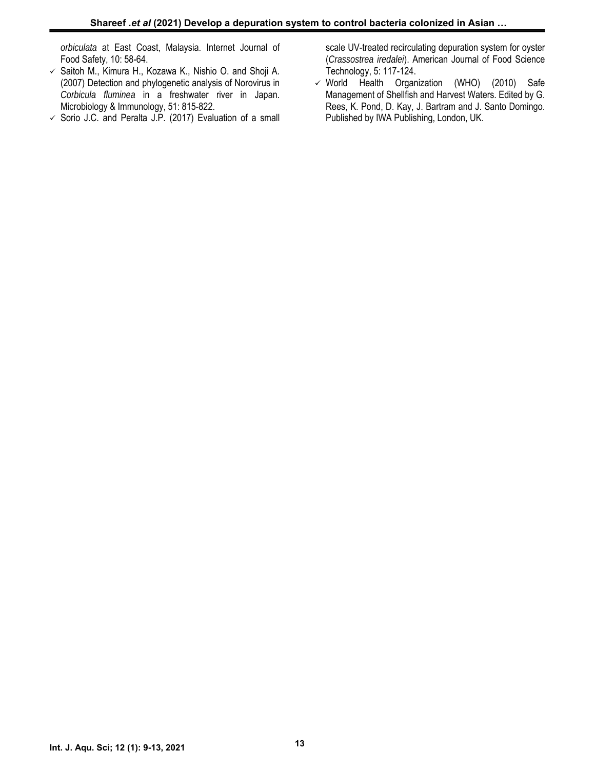*orbiculata* at East Coast, Malaysia. Internet Journal of Food Safety, 10: 58-64.

- Saitoh M., Kimura H., Kozawa K., Nishio O. and Shoji A. (2007) Detection and phylogenetic analysis of Norovirus in *Corbicula fluminea* in a freshwater river in Japan. Microbiology & Immunology, 51: 815-822.
- Sorio J.C. and Peralta J.P. (2017) Evaluation of a small scale UV-treated recirculating depuration system for oyster (*Crassostrea iredalei*). American Journal of Food Science Technology, 5: 117-124.
- World Health Organization (WHO) (2010) Safe Management of Shellfish and Harvest Waters. Edited by G. Rees, K. Pond, D. Kay, J. Bartram and J. Santo Domingo. Published by IWA Publishing, London, UK.